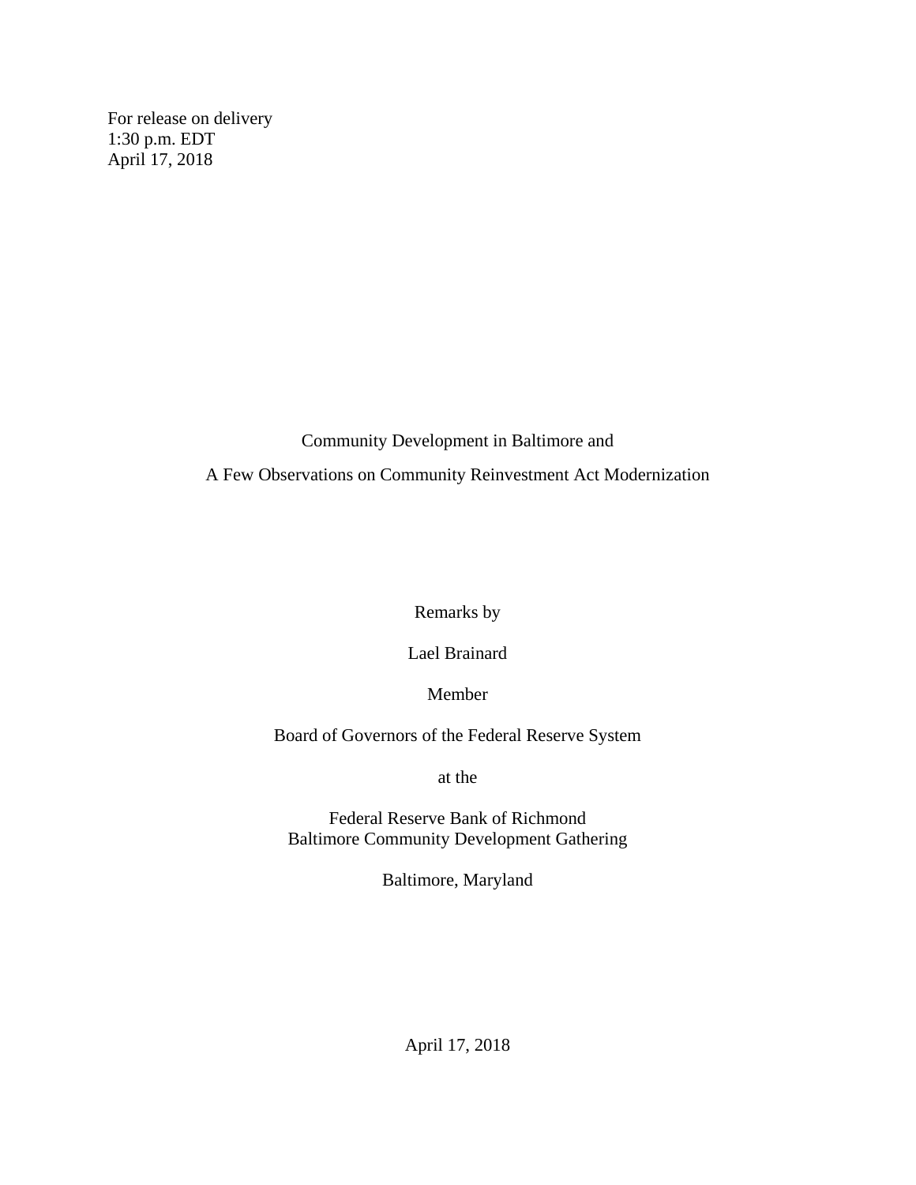For release on delivery
1:30 p.m. EDT
April 17, 2018

# Community Development in Baltimore and
# A Few Observations on Community Reinvestment Act Modernization

Remarks by

Lael Brainard

Member

Board of Governors of the Federal Reserve System

at the

Federal Reserve Bank of Richmond
Baltimore Community Development Gathering

Baltimore, Maryland

April 17, 2018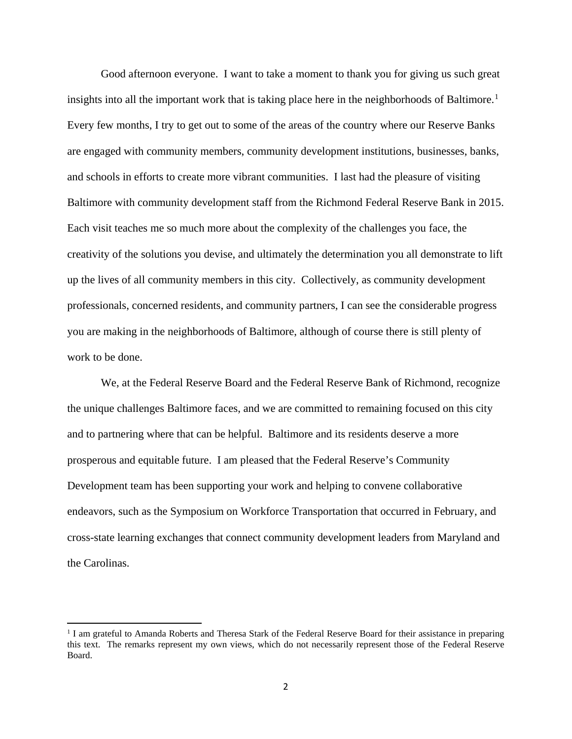Good afternoon everyone. I want to take a moment to thank you for giving us such great insights into all the important work that is taking place here in the neighborhoods of Baltimore.[1] Every few months, I try to get out to some of the areas of the country where our Reserve Banks are engaged with community members, community development institutions, businesses, banks, and schools in efforts to create more vibrant communities. I last had the pleasure of visiting Baltimore with community development staff from the Richmond Federal Reserve Bank in 2015. Each visit teaches me so much more about the complexity of the challenges you face, the creativity of the solutions you devise, and ultimately the determination you all demonstrate to lift up the lives of all community members in this city. Collectively, as community development professionals, concerned residents, and community partners, I can see the considerable progress you are making in the neighborhoods of Baltimore, although of course there is still plenty of work to be done.

We, at the Federal Reserve Board and the Federal Reserve Bank of Richmond, recognize the unique challenges Baltimore faces, and we are committed to remaining focused on this city and to partnering where that can be helpful. Baltimore and its residents deserve a more prosperous and equitable future. I am pleased that the Federal Reserve's Community Development team has been supporting your work and helping to convene collaborative endeavors, such as the Symposium on Workforce Transportation that occurred in February, and cross-state learning exchanges that connect community development leaders from Maryland and the Carolinas.

[1] I am grateful to Amanda Roberts and Theresa Stark of the Federal Reserve Board for their assistance in preparing this text. The remarks represent my own views, which do not necessarily represent those of the Federal Reserve Board.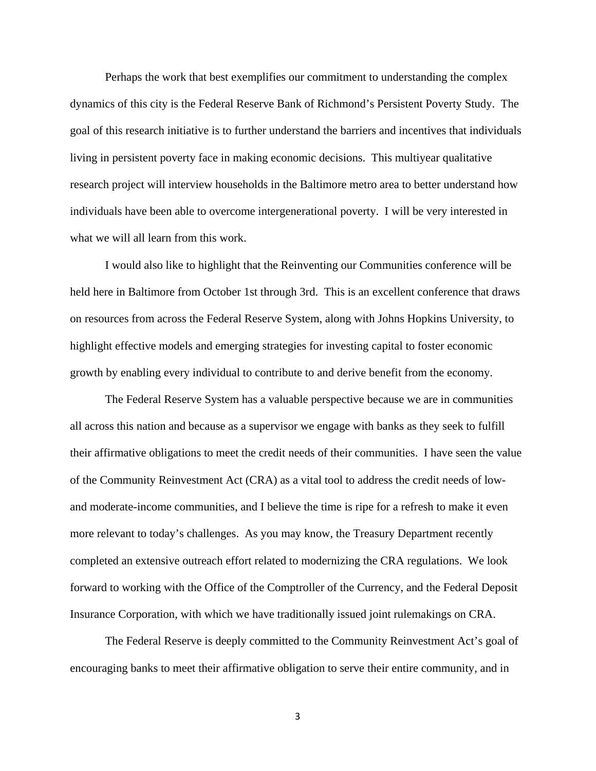Perhaps the work that best exemplifies our commitment to understanding the complex dynamics of this city is the Federal Reserve Bank of Richmond's Persistent Poverty Study. The goal of this research initiative is to further understand the barriers and incentives that individuals living in persistent poverty face in making economic decisions. This multiyear qualitative research project will interview households in the Baltimore metro area to better understand how individuals have been able to overcome intergenerational poverty. I will be very interested in what we will all learn from this work.

I would also like to highlight that the Reinventing our Communities conference will be held here in Baltimore from October 1st through 3rd. This is an excellent conference that draws on resources from across the Federal Reserve System, along with Johns Hopkins University, to highlight effective models and emerging strategies for investing capital to foster economic growth by enabling every individual to contribute to and derive benefit from the economy.

The Federal Reserve System has a valuable perspective because we are in communities all across this nation and because as a supervisor we engage with banks as they seek to fulfill their affirmative obligations to meet the credit needs of their communities. I have seen the value of the Community Reinvestment Act (CRA) as a vital tool to address the credit needs of low- and moderate-income communities, and I believe the time is ripe for a refresh to make it even more relevant to today's challenges. As you may know, the Treasury Department recently completed an extensive outreach effort related to modernizing the CRA regulations. We look forward to working with the Office of the Comptroller of the Currency, and the Federal Deposit Insurance Corporation, with which we have traditionally issued joint rulemakings on CRA.

The Federal Reserve is deeply committed to the Community Reinvestment Act's goal of encouraging banks to meet their affirmative obligation to serve their entire community, and in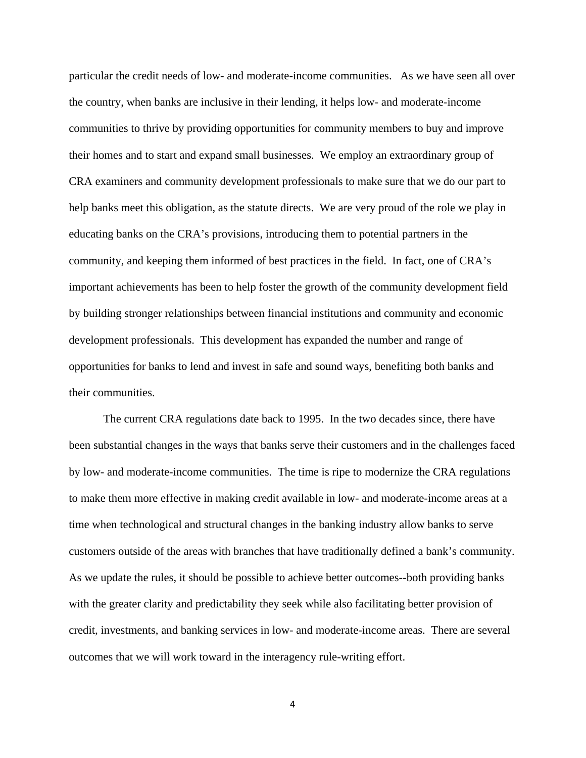particular the credit needs of low- and moderate-income communities. As we have seen all over the country, when banks are inclusive in their lending, it helps low- and moderate-income communities to thrive by providing opportunities for community members to buy and improve their homes and to start and expand small businesses. We employ an extraordinary group of CRA examiners and community development professionals to make sure that we do our part to help banks meet this obligation, as the statute directs. We are very proud of the role we play in educating banks on the CRA's provisions, introducing them to potential partners in the community, and keeping them informed of best practices in the field. In fact, one of CRA's important achievements has been to help foster the growth of the community development field by building stronger relationships between financial institutions and community and economic development professionals. This development has expanded the number and range of opportunities for banks to lend and invest in safe and sound ways, benefiting both banks and their communities.

The current CRA regulations date back to 1995. In the two decades since, there have been substantial changes in the ways that banks serve their customers and in the challenges faced by low- and moderate-income communities. The time is ripe to modernize the CRA regulations to make them more effective in making credit available in low- and moderate-income areas at a time when technological and structural changes in the banking industry allow banks to serve customers outside of the areas with branches that have traditionally defined a bank's community. As we update the rules, it should be possible to achieve better outcomes--both providing banks with the greater clarity and predictability they seek while also facilitating better provision of credit, investments, and banking services in low- and moderate-income areas. There are several outcomes that we will work toward in the interagency rule-writing effort.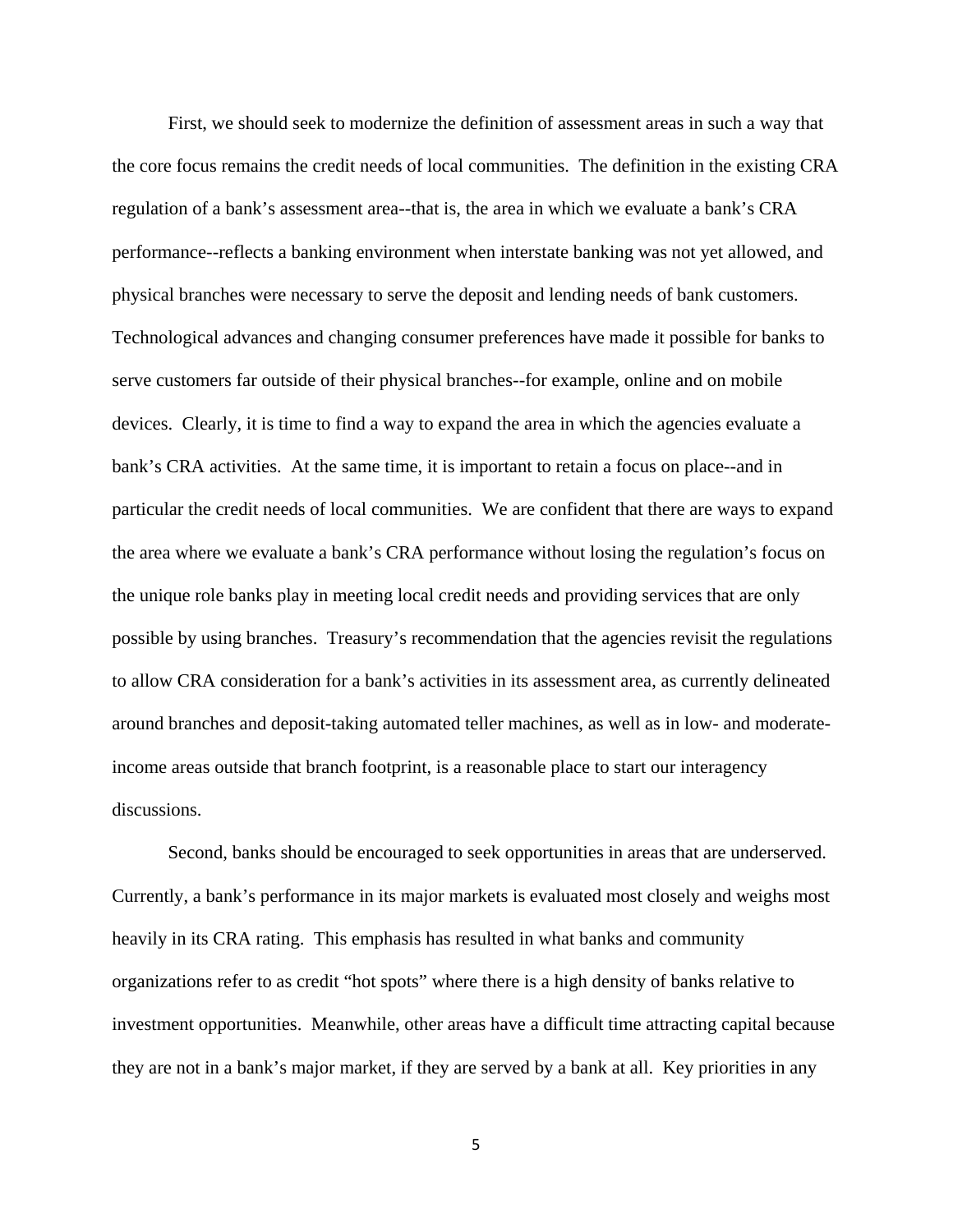First, we should seek to modernize the definition of assessment areas in such a way that the core focus remains the credit needs of local communities. The definition in the existing CRA regulation of a bank's assessment area--that is, the area in which we evaluate a bank's CRA performance--reflects a banking environment when interstate banking was not yet allowed, and physical branches were necessary to serve the deposit and lending needs of bank customers. Technological advances and changing consumer preferences have made it possible for banks to serve customers far outside of their physical branches--for example, online and on mobile devices. Clearly, it is time to find a way to expand the area in which the agencies evaluate a bank's CRA activities. At the same time, it is important to retain a focus on place--and in particular the credit needs of local communities. We are confident that there are ways to expand the area where we evaluate a bank's CRA performance without losing the regulation's focus on the unique role banks play in meeting local credit needs and providing services that are only possible by using branches. Treasury's recommendation that the agencies revisit the regulations to allow CRA consideration for a bank's activities in its assessment area, as currently delineated around branches and deposit-taking automated teller machines, as well as in low- and moderate-income areas outside that branch footprint, is a reasonable place to start our interagency discussions.

Second, banks should be encouraged to seek opportunities in areas that are underserved. Currently, a bank's performance in its major markets is evaluated most closely and weighs most heavily in its CRA rating. This emphasis has resulted in what banks and community organizations refer to as credit "hot spots" where there is a high density of banks relative to investment opportunities. Meanwhile, other areas have a difficult time attracting capital because they are not in a bank's major market, if they are served by a bank at all. Key priorities in any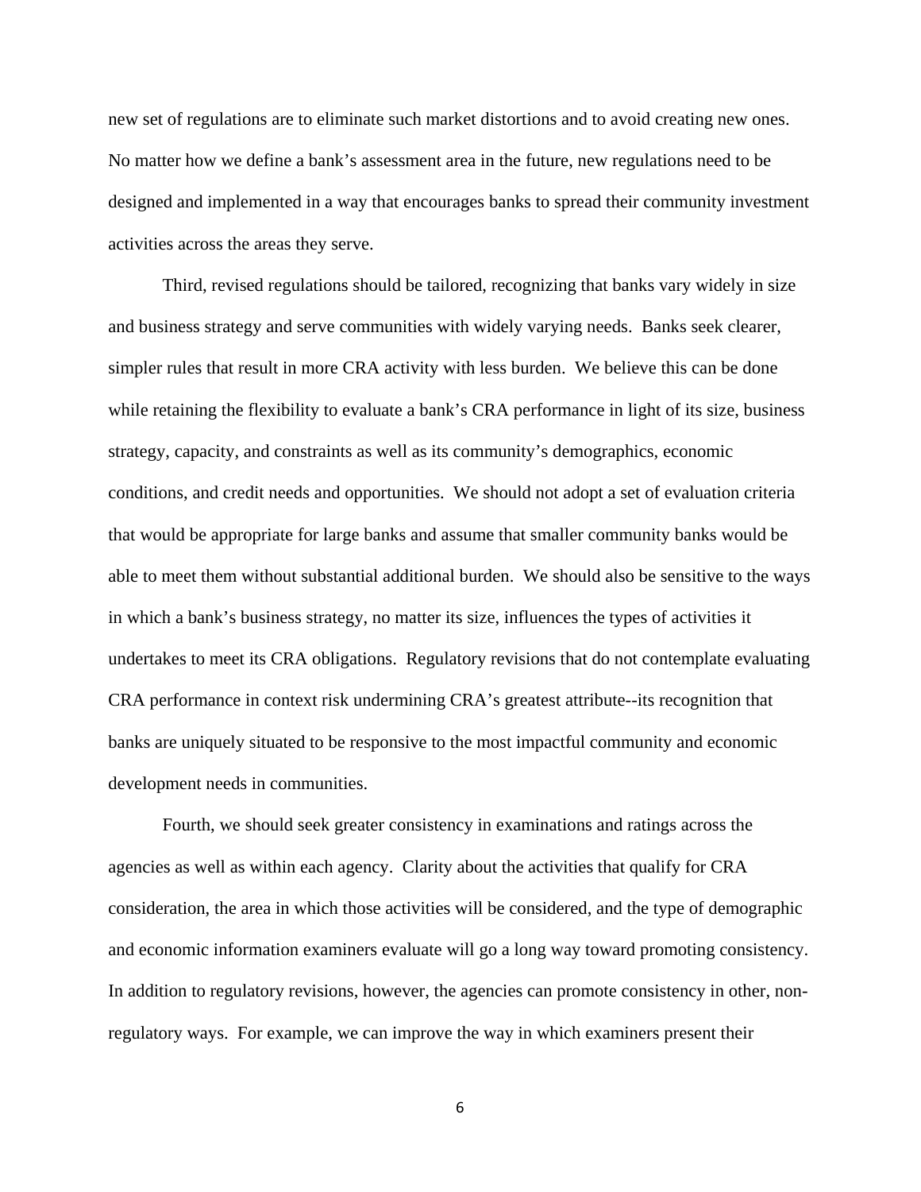new set of regulations are to eliminate such market distortions and to avoid creating new ones. No matter how we define a bank's assessment area in the future, new regulations need to be designed and implemented in a way that encourages banks to spread their community investment activities across the areas they serve.

Third, revised regulations should be tailored, recognizing that banks vary widely in size and business strategy and serve communities with widely varying needs. Banks seek clearer, simpler rules that result in more CRA activity with less burden. We believe this can be done while retaining the flexibility to evaluate a bank's CRA performance in light of its size, business strategy, capacity, and constraints as well as its community's demographics, economic conditions, and credit needs and opportunities. We should not adopt a set of evaluation criteria that would be appropriate for large banks and assume that smaller community banks would be able to meet them without substantial additional burden. We should also be sensitive to the ways in which a bank's business strategy, no matter its size, influences the types of activities it undertakes to meet its CRA obligations. Regulatory revisions that do not contemplate evaluating CRA performance in context risk undermining CRA's greatest attribute--its recognition that banks are uniquely situated to be responsive to the most impactful community and economic development needs in communities.

Fourth, we should seek greater consistency in examinations and ratings across the agencies as well as within each agency. Clarity about the activities that qualify for CRA consideration, the area in which those activities will be considered, and the type of demographic and economic information examiners evaluate will go a long way toward promoting consistency. In addition to regulatory revisions, however, the agencies can promote consistency in other, non-regulatory ways. For example, we can improve the way in which examiners present their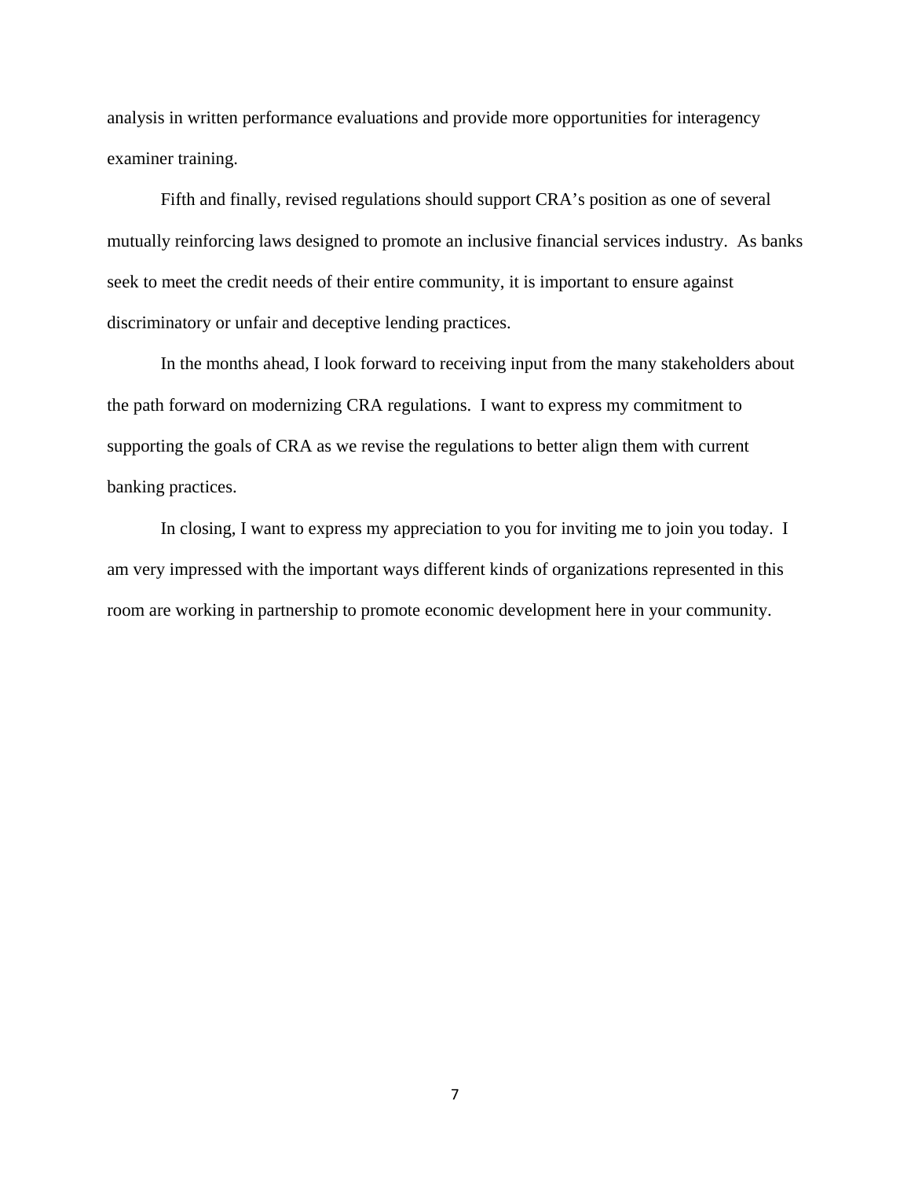analysis in written performance evaluations and provide more opportunities for interagency examiner training.

Fifth and finally, revised regulations should support CRA's position as one of several mutually reinforcing laws designed to promote an inclusive financial services industry. As banks seek to meet the credit needs of their entire community, it is important to ensure against discriminatory or unfair and deceptive lending practices.

In the months ahead, I look forward to receiving input from the many stakeholders about the path forward on modernizing CRA regulations. I want to express my commitment to supporting the goals of CRA as we revise the regulations to better align them with current banking practices.

In closing, I want to express my appreciation to you for inviting me to join you today. I am very impressed with the important ways different kinds of organizations represented in this room are working in partnership to promote economic development here in your community.